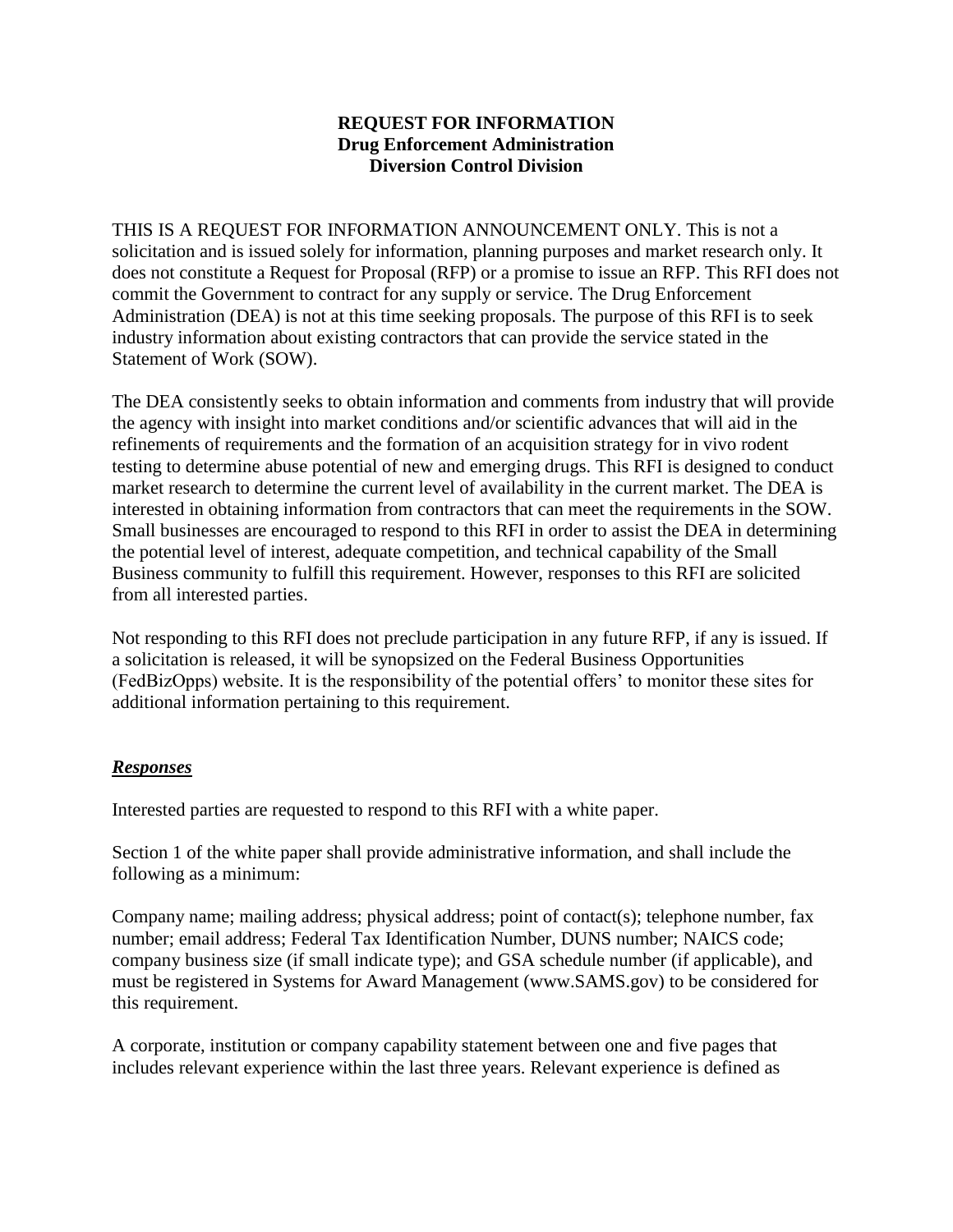# REQUEST FOR INFORMATION
## Drug Enforcement Administration
## Diversion Control Division

THIS IS A REQUEST FOR INFORMATION ANNOUNCEMENT ONLY. This is not a solicitation and is issued solely for information, planning purposes and market research only. It does not constitute a Request for Proposal (RFP) or a promise to issue an RFP. This RFI does not commit the Government to contract for any supply or service. The Drug Enforcement Administration (DEA) is not at this time seeking proposals. The purpose of this RFI is to seek industry information about existing contractors that can provide the service stated in the Statement of Work (SOW).

The DEA consistently seeks to obtain information and comments from industry that will provide the agency with insight into market conditions and/or scientific advances that will aid in the refinements of requirements and the formation of an acquisition strategy for in vivo rodent testing to determine abuse potential of new and emerging drugs. This RFI is designed to conduct market research to determine the current level of availability in the current market. The DEA is interested in obtaining information from contractors that can meet the requirements in the SOW. Small businesses are encouraged to respond to this RFI in order to assist the DEA in determining the potential level of interest, adequate competition, and technical capability of the Small Business community to fulfill this requirement. However, responses to this RFI are solicited from all interested parties.

Not responding to this RFI does not preclude participation in any future RFP, if any is issued. If a solicitation is released, it will be synopsized on the Federal Business Opportunities (FedBizOpps) website. It is the responsibility of the potential offers' to monitor these sites for additional information pertaining to this requirement.

### ***Responses***

Interested parties are requested to respond to this RFI with a white paper.

Section 1 of the white paper shall provide administrative information, and shall include the following as a minimum:

Company name; mailing address; physical address; point of contact(s); telephone number, fax number; email address; Federal Tax Identification Number, DUNS number; NAICS code; company business size (if small indicate type); and GSA schedule number (if applicable), and must be registered in Systems for Award Management (www.SAMS.gov) to be considered for this requirement.

A corporate, institution or company capability statement between one and five pages that includes relevant experience within the last three years. Relevant experience is defined as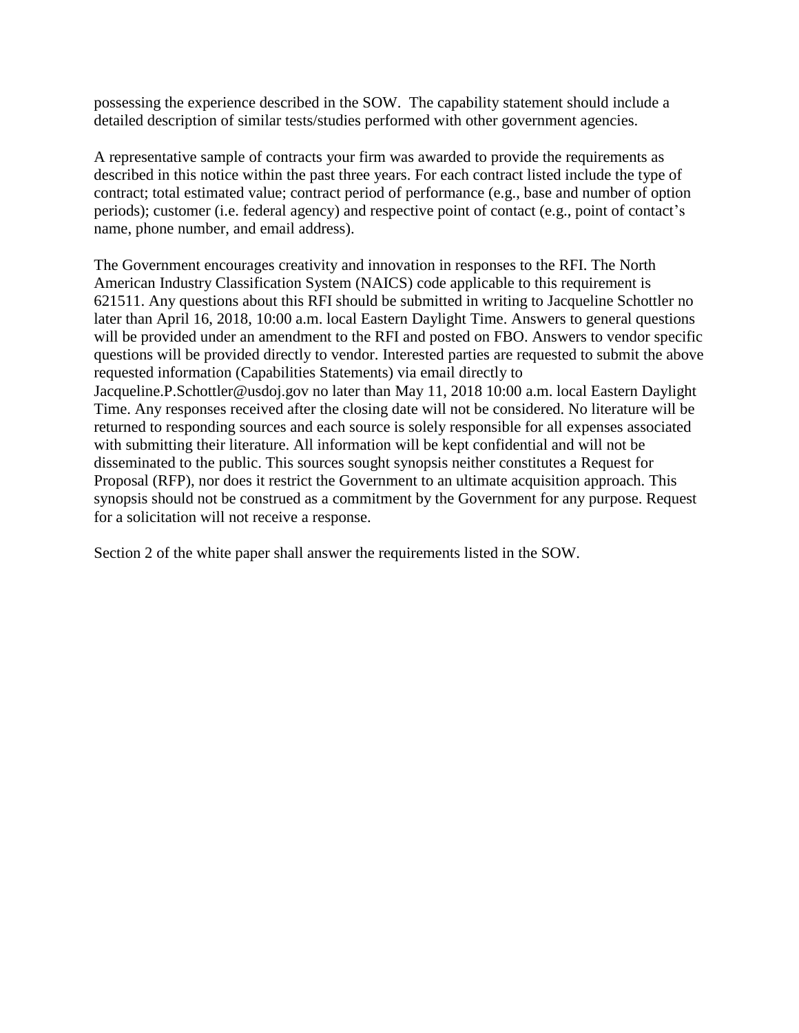possessing the experience described in the SOW. The capability statement should include a detailed description of similar tests/studies performed with other government agencies.

A representative sample of contracts your firm was awarded to provide the requirements as described in this notice within the past three years. For each contract listed include the type of contract; total estimated value; contract period of performance (e.g., base and number of option periods); customer (i.e. federal agency) and respective point of contact (e.g., point of contact's name, phone number, and email address).

The Government encourages creativity and innovation in responses to the RFI. The North American Industry Classification System (NAICS) code applicable to this requirement is 621511. Any questions about this RFI should be submitted in writing to Jacqueline Schottler no later than April 16, 2018, 10:00 a.m. local Eastern Daylight Time. Answers to general questions will be provided under an amendment to the RFI and posted on FBO. Answers to vendor specific questions will be provided directly to vendor. Interested parties are requested to submit the above requested information (Capabilities Statements) via email directly to Jacqueline.P.Schottler@usdoj.gov no later than May 11, 2018 10:00 a.m. local Eastern Daylight Time. Any responses received after the closing date will not be considered. No literature will be returned to responding sources and each source is solely responsible for all expenses associated with submitting their literature. All information will be kept confidential and will not be disseminated to the public. This sources sought synopsis neither constitutes a Request for Proposal (RFP), nor does it restrict the Government to an ultimate acquisition approach. This synopsis should not be construed as a commitment by the Government for any purpose. Request for a solicitation will not receive a response.

Section 2 of the white paper shall answer the requirements listed in the SOW.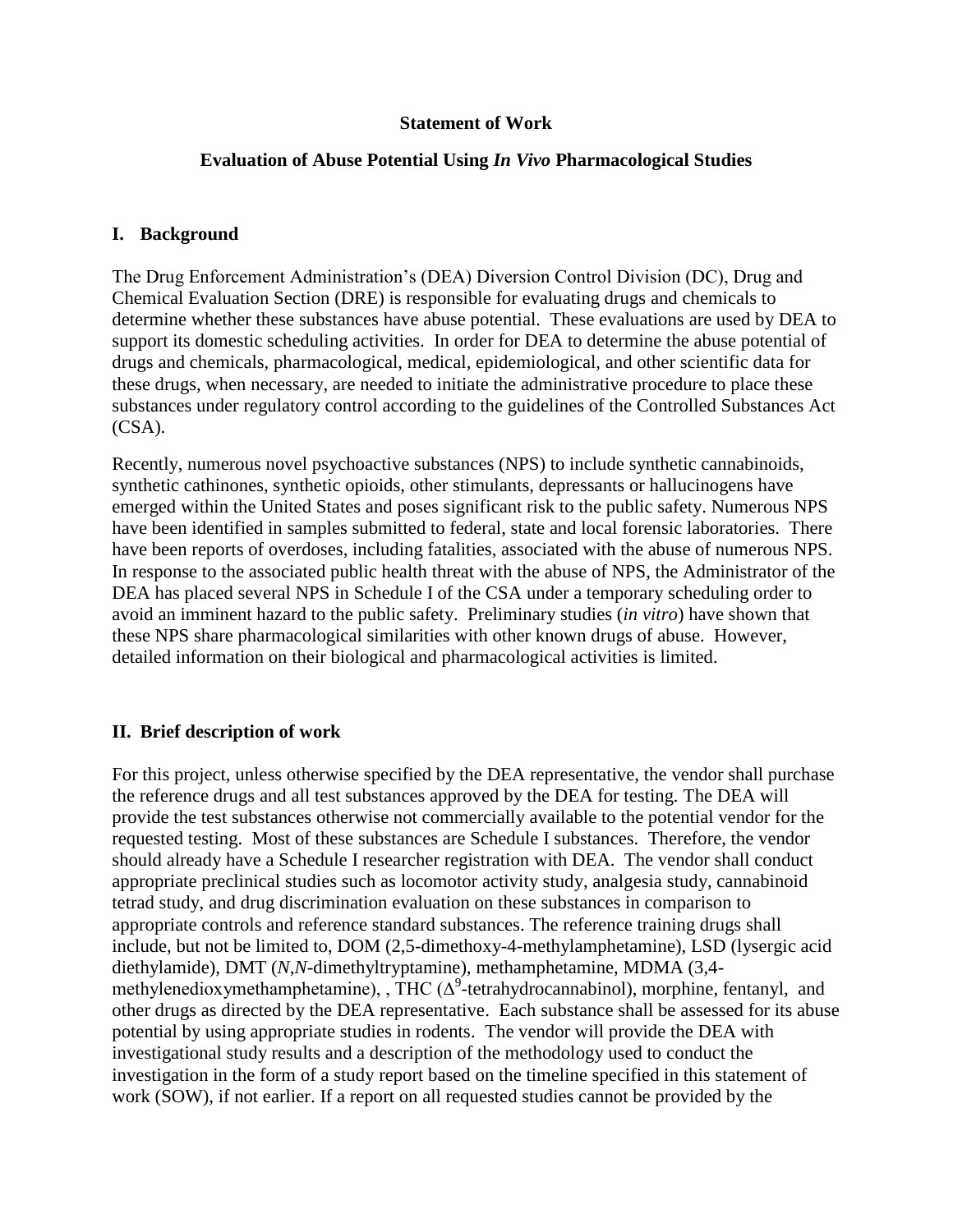**Statement of Work**

**Evaluation of Abuse Potential Using *In Vivo* Pharmacological Studies**

## I. Background

The Drug Enforcement Administration's (DEA) Diversion Control Division (DC), Drug and Chemical Evaluation Section (DRE) is responsible for evaluating drugs and chemicals to determine whether these substances have abuse potential. These evaluations are used by DEA to support its domestic scheduling activities. In order for DEA to determine the abuse potential of drugs and chemicals, pharmacological, medical, epidemiological, and other scientific data for these drugs, when necessary, are needed to initiate the administrative procedure to place these substances under regulatory control according to the guidelines of the Controlled Substances Act (CSA).

Recently, numerous novel psychoactive substances (NPS) to include synthetic cannabinoids, synthetic cathinones, synthetic opioids, other stimulants, depressants or hallucinogens have emerged within the United States and poses significant risk to the public safety. Numerous NPS have been identified in samples submitted to federal, state and local forensic laboratories. There have been reports of overdoses, including fatalities, associated with the abuse of numerous NPS. In response to the associated public health threat with the abuse of NPS, the Administrator of the DEA has placed several NPS in Schedule I of the CSA under a temporary scheduling order to avoid an imminent hazard to the public safety. Preliminary studies (*in vitro*) have shown that these NPS share pharmacological similarities with other known drugs of abuse. However, detailed information on their biological and pharmacological activities is limited.

## II. Brief description of work

For this project, unless otherwise specified by the DEA representative, the vendor shall purchase the reference drugs and all test substances approved by the DEA for testing. The DEA will provide the test substances otherwise not commercially available to the potential vendor for the requested testing. Most of these substances are Schedule I substances. Therefore, the vendor should already have a Schedule I researcher registration with DEA. The vendor shall conduct appropriate preclinical studies such as locomotor activity study, analgesia study, cannabinoid tetrad study, and drug discrimination evaluation on these substances in comparison to appropriate controls and reference standard substances. The reference training drugs shall include, but not be limited to, DOM (2,5-dimethoxy-4-methylamphetamine), LSD (lysergic acid diethylamide), DMT (*N*,*N*-dimethyltryptamine), methamphetamine, MDMA (3,4-methylenedioxymethamphetamine), , THC ($\Delta^9$-tetrahydrocannabinol), morphine, fentanyl, and other drugs as directed by the DEA representative. Each substance shall be assessed for its abuse potential by using appropriate studies in rodents. The vendor will provide the DEA with investigational study results and a description of the methodology used to conduct the investigation in the form of a study report based on the timeline specified in this statement of work (SOW), if not earlier. If a report on all requested studies cannot be provided by the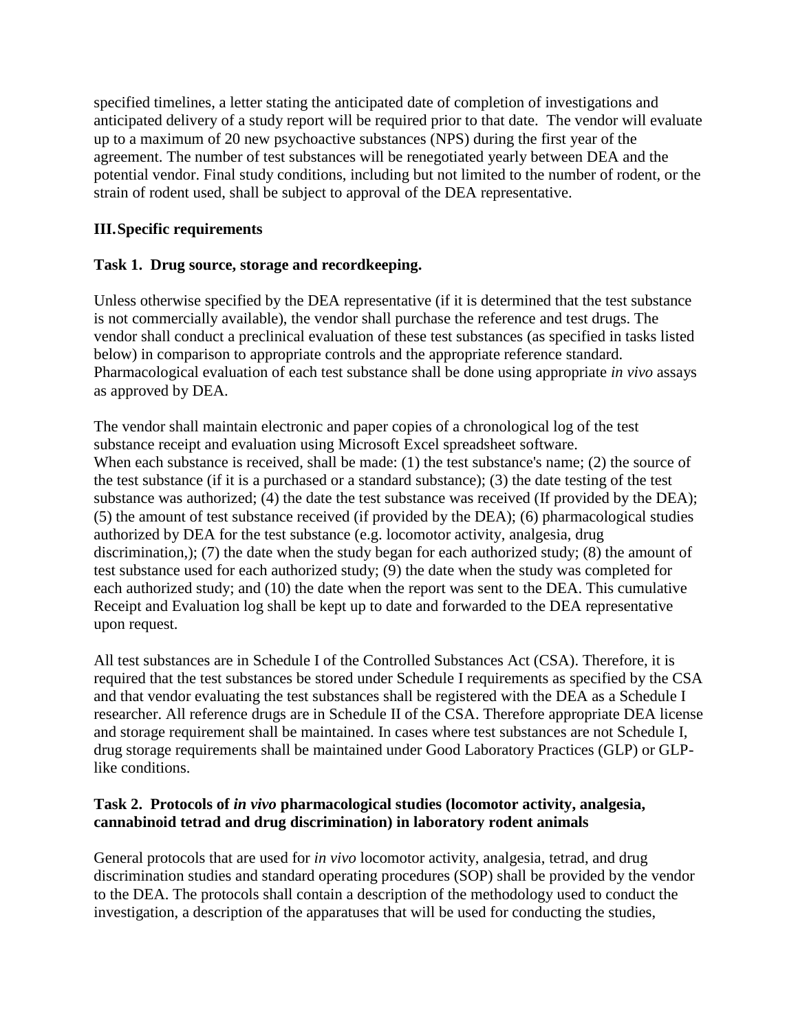specified timelines, a letter stating the anticipated date of completion of investigations and anticipated delivery of a study report will be required prior to that date. The vendor will evaluate up to a maximum of 20 new psychoactive substances (NPS) during the first year of the agreement. The number of test substances will be renegotiated yearly between DEA and the potential vendor. Final study conditions, including but not limited to the number of rodent, or the strain of rodent used, shall be subject to approval of the DEA representative.

## III. Specific requirements

### Task 1. Drug source, storage and recordkeeping.

Unless otherwise specified by the DEA representative (if it is determined that the test substance is not commercially available), the vendor shall purchase the reference and test drugs. The vendor shall conduct a preclinical evaluation of these test substances (as specified in tasks listed below) in comparison to appropriate controls and the appropriate reference standard. Pharmacological evaluation of each test substance shall be done using appropriate *in vivo* assays as approved by DEA.

The vendor shall maintain electronic and paper copies of a chronological log of the test substance receipt and evaluation using Microsoft Excel spreadsheet software.
When each substance is received, shall be made: (1) the test substance's name; (2) the source of the test substance (if it is a purchased or a standard substance); (3) the date testing of the test substance was authorized; (4) the date the test substance was received (If provided by the DEA); (5) the amount of test substance received (if provided by the DEA); (6) pharmacological studies authorized by DEA for the test substance (e.g. locomotor activity, analgesia, drug discrimination,); (7) the date when the study began for each authorized study; (8) the amount of test substance used for each authorized study; (9) the date when the study was completed for each authorized study; and (10) the date when the report was sent to the DEA. This cumulative Receipt and Evaluation log shall be kept up to date and forwarded to the DEA representative upon request.

All test substances are in Schedule I of the Controlled Substances Act (CSA). Therefore, it is required that the test substances be stored under Schedule I requirements as specified by the CSA and that vendor evaluating the test substances shall be registered with the DEA as a Schedule I researcher. All reference drugs are in Schedule II of the CSA. Therefore appropriate DEA license and storage requirement shall be maintained. In cases where test substances are not Schedule I, drug storage requirements shall be maintained under Good Laboratory Practices (GLP) or GLP-like conditions.

### Task 2. Protocols of *in vivo* pharmacological studies (locomotor activity, analgesia, cannabinoid tetrad and drug discrimination) in laboratory rodent animals

General protocols that are used for *in vivo* locomotor activity, analgesia, tetrad, and drug discrimination studies and standard operating procedures (SOP) shall be provided by the vendor to the DEA. The protocols shall contain a description of the methodology used to conduct the investigation, a description of the apparatuses that will be used for conducting the studies,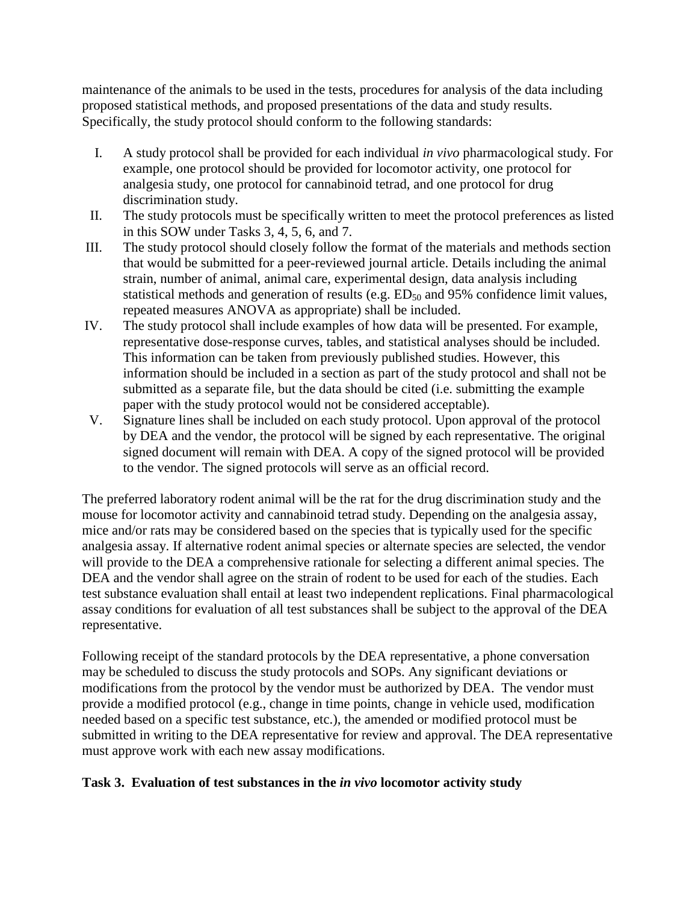maintenance of the animals to be used in the tests, procedures for analysis of the data including proposed statistical methods, and proposed presentations of the data and study results. Specifically, the study protocol should conform to the following standards:

I. A study protocol shall be provided for each individual *in vivo* pharmacological study. For example, one protocol should be provided for locomotor activity, one protocol for analgesia study, one protocol for cannabinoid tetrad, and one protocol for drug discrimination study.
II. The study protocols must be specifically written to meet the protocol preferences as listed in this SOW under Tasks 3, 4, 5, 6, and 7.
III. The study protocol should closely follow the format of the materials and methods section that would be submitted for a peer-reviewed journal article. Details including the animal strain, number of animal, animal care, experimental design, data analysis including statistical methods and generation of results (e.g. $ED_{50}$ and 95% confidence limit values, repeated measures ANOVA as appropriate) shall be included.
IV. The study protocol shall include examples of how data will be presented. For example, representative dose-response curves, tables, and statistical analyses should be included. This information can be taken from previously published studies. However, this information should be included in a section as part of the study protocol and shall not be submitted as a separate file, but the data should be cited (i.e. submitting the example paper with the study protocol would not be considered acceptable).
V. Signature lines shall be included on each study protocol. Upon approval of the protocol by DEA and the vendor, the protocol will be signed by each representative. The original signed document will remain with DEA. A copy of the signed protocol will be provided to the vendor. The signed protocols will serve as an official record.

The preferred laboratory rodent animal will be the rat for the drug discrimination study and the mouse for locomotor activity and cannabinoid tetrad study. Depending on the analgesia assay, mice and/or rats may be considered based on the species that is typically used for the specific analgesia assay. If alternative rodent animal species or alternate species are selected, the vendor will provide to the DEA a comprehensive rationale for selecting a different animal species. The DEA and the vendor shall agree on the strain of rodent to be used for each of the studies. Each test substance evaluation shall entail at least two independent replications. Final pharmacological assay conditions for evaluation of all test substances shall be subject to the approval of the DEA representative.

Following receipt of the standard protocols by the DEA representative, a phone conversation may be scheduled to discuss the study protocols and SOPs. Any significant deviations or modifications from the protocol by the vendor must be authorized by DEA. The vendor must provide a modified protocol (e.g., change in time points, change in vehicle used, modification needed based on a specific test substance, etc.), the amended or modified protocol must be submitted in writing to the DEA representative for review and approval. The DEA representative must approve work with each new assay modifications.

**Task 3. Evaluation of test substances in the *in vivo* locomotor activity study**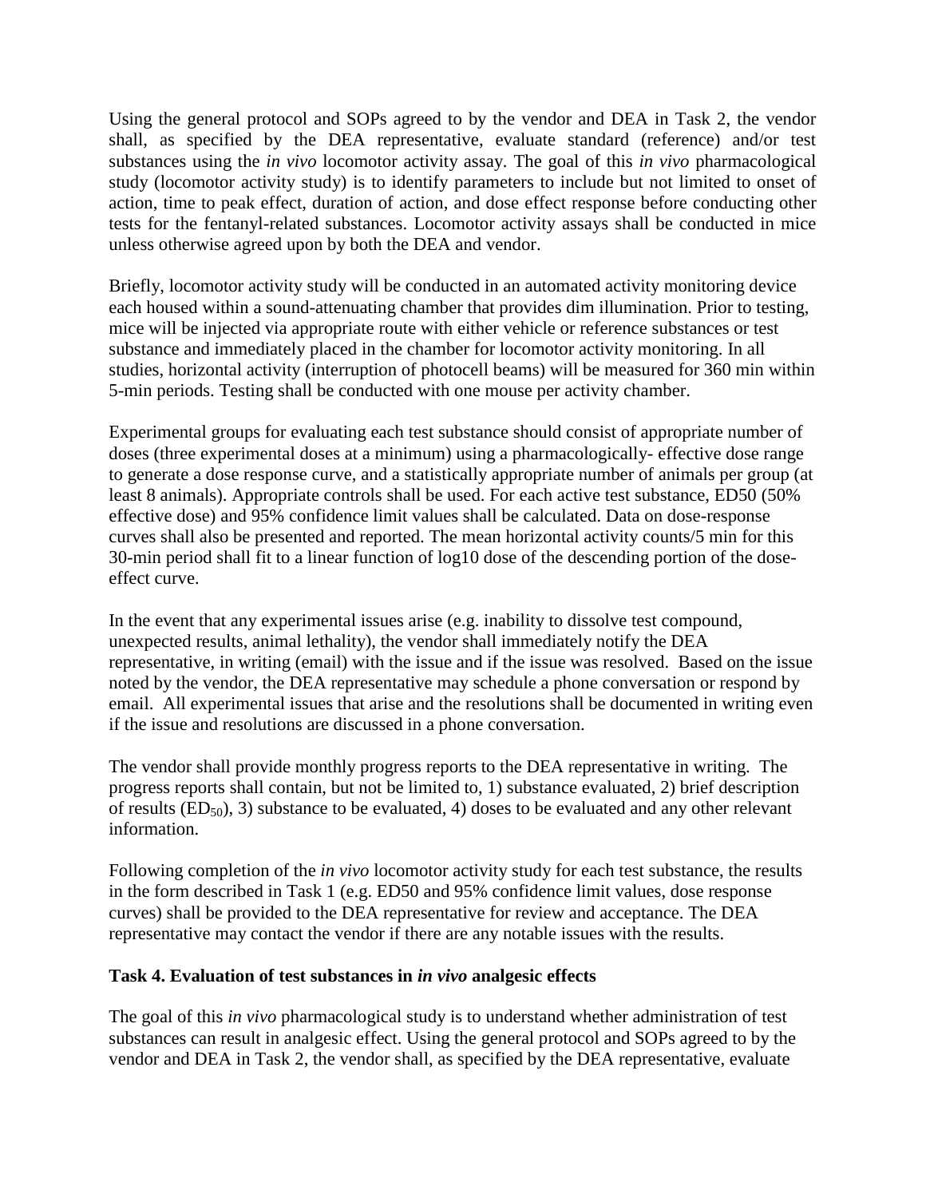Using the general protocol and SOPs agreed to by the vendor and DEA in Task 2, the vendor shall, as specified by the DEA representative, evaluate standard (reference) and/or test substances using the *in vivo* locomotor activity assay. The goal of this *in vivo* pharmacological study (locomotor activity study) is to identify parameters to include but not limited to onset of action, time to peak effect, duration of action, and dose effect response before conducting other tests for the fentanyl-related substances. Locomotor activity assays shall be conducted in mice unless otherwise agreed upon by both the DEA and vendor.

Briefly, locomotor activity study will be conducted in an automated activity monitoring device each housed within a sound-attenuating chamber that provides dim illumination. Prior to testing, mice will be injected via appropriate route with either vehicle or reference substances or test substance and immediately placed in the chamber for locomotor activity monitoring. In all studies, horizontal activity (interruption of photocell beams) will be measured for 360 min within 5-min periods. Testing shall be conducted with one mouse per activity chamber.

Experimental groups for evaluating each test substance should consist of appropriate number of doses (three experimental doses at a minimum) using a pharmacologically- effective dose range to generate a dose response curve, and a statistically appropriate number of animals per group (at least 8 animals). Appropriate controls shall be used. For each active test substance, ED50 (50% effective dose) and 95% confidence limit values shall be calculated. Data on dose-response curves shall also be presented and reported. The mean horizontal activity counts/5 min for this 30-min period shall fit to a linear function of log10 dose of the descending portion of the dose-effect curve.

In the event that any experimental issues arise (e.g. inability to dissolve test compound, unexpected results, animal lethality), the vendor shall immediately notify the DEA representative, in writing (email) with the issue and if the issue was resolved. Based on the issue noted by the vendor, the DEA representative may schedule a phone conversation or respond by email. All experimental issues that arise and the resolutions shall be documented in writing even if the issue and resolutions are discussed in a phone conversation.

The vendor shall provide monthly progress reports to the DEA representative in writing. The progress reports shall contain, but not be limited to, 1) substance evaluated, 2) brief description of results ($ED_{50}$), 3) substance to be evaluated, 4) doses to be evaluated and any other relevant information.

Following completion of the *in vivo* locomotor activity study for each test substance, the results in the form described in Task 1 (e.g. ED50 and 95% confidence limit values, dose response curves) shall be provided to the DEA representative for review and acceptance. The DEA representative may contact the vendor if there are any notable issues with the results.

### Task 4. Evaluation of test substances in *in vivo* analgesic effects

The goal of this *in vivo* pharmacological study is to understand whether administration of test substances can result in analgesic effect. Using the general protocol and SOPs agreed to by the vendor and DEA in Task 2, the vendor shall, as specified by the DEA representative, evaluate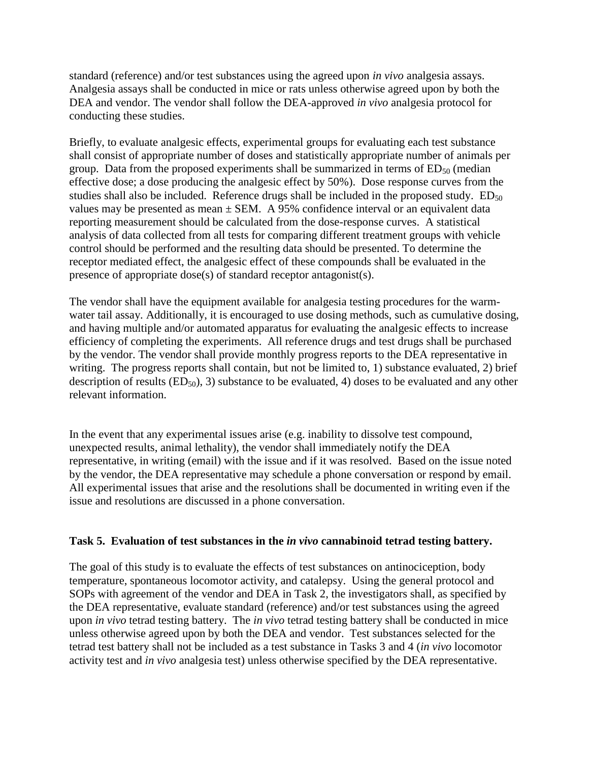standard (reference) and/or test substances using the agreed upon *in vivo* analgesia assays. Analgesia assays shall be conducted in mice or rats unless otherwise agreed upon by both the DEA and vendor. The vendor shall follow the DEA-approved *in vivo* analgesia protocol for conducting these studies.

Briefly, to evaluate analgesic effects, experimental groups for evaluating each test substance shall consist of appropriate number of doses and statistically appropriate number of animals per group. Data from the proposed experiments shall be summarized in terms of $ED_{50}$ (median effective dose; a dose producing the analgesic effect by 50%). Dose response curves from the studies shall also be included. Reference drugs shall be included in the proposed study. $ED_{50}$ values may be presented as mean ± SEM. A 95% confidence interval or an equivalent data reporting measurement should be calculated from the dose-response curves. A statistical analysis of data collected from all tests for comparing different treatment groups with vehicle control should be performed and the resulting data should be presented. To determine the receptor mediated effect, the analgesic effect of these compounds shall be evaluated in the presence of appropriate dose(s) of standard receptor antagonist(s).

The vendor shall have the equipment available for analgesia testing procedures for the warm-water tail assay. Additionally, it is encouraged to use dosing methods, such as cumulative dosing, and having multiple and/or automated apparatus for evaluating the analgesic effects to increase efficiency of completing the experiments. All reference drugs and test drugs shall be purchased by the vendor. The vendor shall provide monthly progress reports to the DEA representative in writing. The progress reports shall contain, but not be limited to, 1) substance evaluated, 2) brief description of results ($ED_{50}$), 3) substance to be evaluated, 4) doses to be evaluated and any other relevant information.

In the event that any experimental issues arise (e.g. inability to dissolve test compound, unexpected results, animal lethality), the vendor shall immediately notify the DEA representative, in writing (email) with the issue and if it was resolved. Based on the issue noted by the vendor, the DEA representative may schedule a phone conversation or respond by email. All experimental issues that arise and the resolutions shall be documented in writing even if the issue and resolutions are discussed in a phone conversation.

**Task 5. Evaluation of test substances in the *in vivo* cannabinoid tetrad testing battery.**

The goal of this study is to evaluate the effects of test substances on antinociception, body temperature, spontaneous locomotor activity, and catalepsy. Using the general protocol and SOPs with agreement of the vendor and DEA in Task 2, the investigators shall, as specified by the DEA representative, evaluate standard (reference) and/or test substances using the agreed upon *in vivo* tetrad testing battery. The *in vivo* tetrad testing battery shall be conducted in mice unless otherwise agreed upon by both the DEA and vendor. Test substances selected for the tetrad test battery shall not be included as a test substance in Tasks 3 and 4 (*in vivo* locomotor activity test and *in vivo* analgesia test) unless otherwise specified by the DEA representative.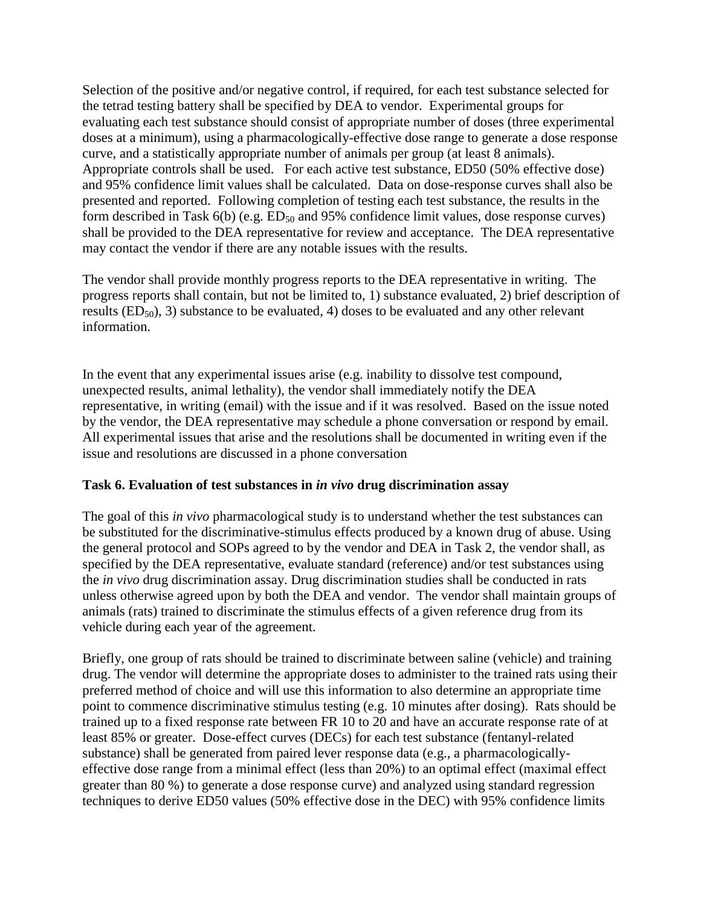Selection of the positive and/or negative control, if required, for each test substance selected for the tetrad testing battery shall be specified by DEA to vendor. Experimental groups for evaluating each test substance should consist of appropriate number of doses (three experimental doses at a minimum), using a pharmacologically-effective dose range to generate a dose response curve, and a statistically appropriate number of animals per group (at least 8 animals). Appropriate controls shall be used. For each active test substance, ED50 (50% effective dose) and 95% confidence limit values shall be calculated. Data on dose-response curves shall also be presented and reported. Following completion of testing each test substance, the results in the form described in Task 6(b) (e.g. $ED_{50}$ and 95% confidence limit values, dose response curves) shall be provided to the DEA representative for review and acceptance. The DEA representative may contact the vendor if there are any notable issues with the results.

The vendor shall provide monthly progress reports to the DEA representative in writing. The progress reports shall contain, but not be limited to, 1) substance evaluated, 2) brief description of results ($ED_{50}$), 3) substance to be evaluated, 4) doses to be evaluated and any other relevant information.

In the event that any experimental issues arise (e.g. inability to dissolve test compound, unexpected results, animal lethality), the vendor shall immediately notify the DEA representative, in writing (email) with the issue and if it was resolved. Based on the issue noted by the vendor, the DEA representative may schedule a phone conversation or respond by email. All experimental issues that arise and the resolutions shall be documented in writing even if the issue and resolutions are discussed in a phone conversation

**Task 6. Evaluation of test substances in *in vivo* drug discrimination assay**

The goal of this *in vivo* pharmacological study is to understand whether the test substances can be substituted for the discriminative-stimulus effects produced by a known drug of abuse. Using the general protocol and SOPs agreed to by the vendor and DEA in Task 2, the vendor shall, as specified by the DEA representative, evaluate standard (reference) and/or test substances using the *in vivo* drug discrimination assay. Drug discrimination studies shall be conducted in rats unless otherwise agreed upon by both the DEA and vendor. The vendor shall maintain groups of animals (rats) trained to discriminate the stimulus effects of a given reference drug from its vehicle during each year of the agreement.

Briefly, one group of rats should be trained to discriminate between saline (vehicle) and training drug. The vendor will determine the appropriate doses to administer to the trained rats using their preferred method of choice and will use this information to also determine an appropriate time point to commence discriminative stimulus testing (e.g. 10 minutes after dosing). Rats should be trained up to a fixed response rate between FR 10 to 20 and have an accurate response rate of at least 85% or greater. Dose-effect curves (DECs) for each test substance (fentanyl-related substance) shall be generated from paired lever response data (e.g., a pharmacologically-effective dose range from a minimal effect (less than 20%) to an optimal effect (maximal effect greater than 80 %) to generate a dose response curve) and analyzed using standard regression techniques to derive ED50 values (50% effective dose in the DEC) with 95% confidence limits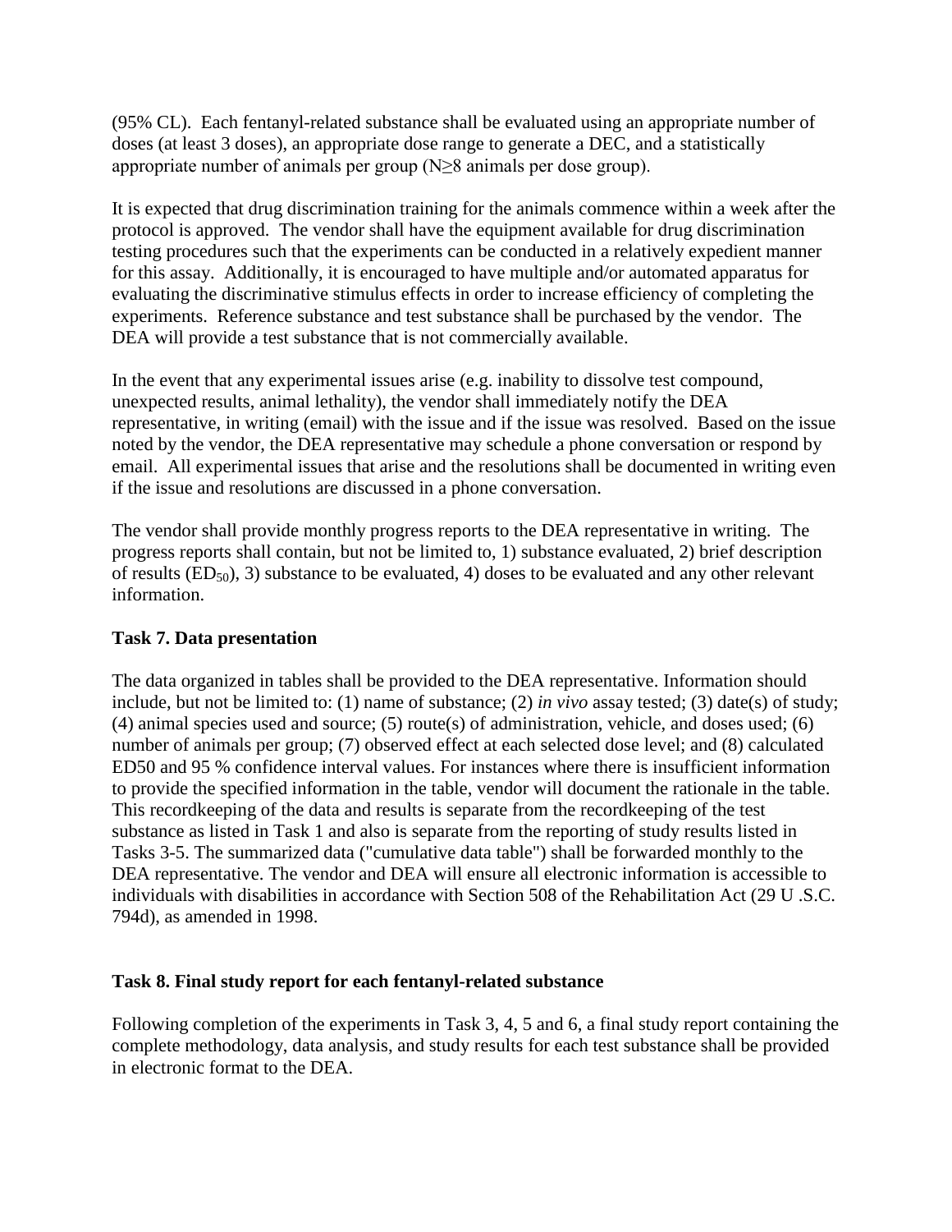(95% CL). Each fentanyl-related substance shall be evaluated using an appropriate number of doses (at least 3 doses), an appropriate dose range to generate a DEC, and a statistically appropriate number of animals per group (N≥8 animals per dose group).

It is expected that drug discrimination training for the animals commence within a week after the protocol is approved. The vendor shall have the equipment available for drug discrimination testing procedures such that the experiments can be conducted in a relatively expedient manner for this assay. Additionally, it is encouraged to have multiple and/or automated apparatus for evaluating the discriminative stimulus effects in order to increase efficiency of completing the experiments. Reference substance and test substance shall be purchased by the vendor. The DEA will provide a test substance that is not commercially available.

In the event that any experimental issues arise (e.g. inability to dissolve test compound, unexpected results, animal lethality), the vendor shall immediately notify the DEA representative, in writing (email) with the issue and if the issue was resolved. Based on the issue noted by the vendor, the DEA representative may schedule a phone conversation or respond by email. All experimental issues that arise and the resolutions shall be documented in writing even if the issue and resolutions are discussed in a phone conversation.

The vendor shall provide monthly progress reports to the DEA representative in writing. The progress reports shall contain, but not be limited to, 1) substance evaluated, 2) brief description of results ($ED_{50}$), 3) substance to be evaluated, 4) doses to be evaluated and any other relevant information.

**Task 7. Data presentation**

The data organized in tables shall be provided to the DEA representative. Information should include, but not be limited to: (1) name of substance; (2) *in vivo* assay tested; (3) date(s) of study; (4) animal species used and source; (5) route(s) of administration, vehicle, and doses used; (6) number of animals per group; (7) observed effect at each selected dose level; and (8) calculated ED50 and 95 % confidence interval values. For instances where there is insufficient information to provide the specified information in the table, vendor will document the rationale in the table. This recordkeeping of the data and results is separate from the recordkeeping of the test substance as listed in Task 1 and also is separate from the reporting of study results listed in Tasks 3-5. The summarized data ("cumulative data table") shall be forwarded monthly to the DEA representative. The vendor and DEA will ensure all electronic information is accessible to individuals with disabilities in accordance with Section 508 of the Rehabilitation Act (29 U .S.C. 794d), as amended in 1998.

**Task 8. Final study report for each fentanyl-related substance**

Following completion of the experiments in Task 3, 4, 5 and 6, a final study report containing the complete methodology, data analysis, and study results for each test substance shall be provided in electronic format to the DEA.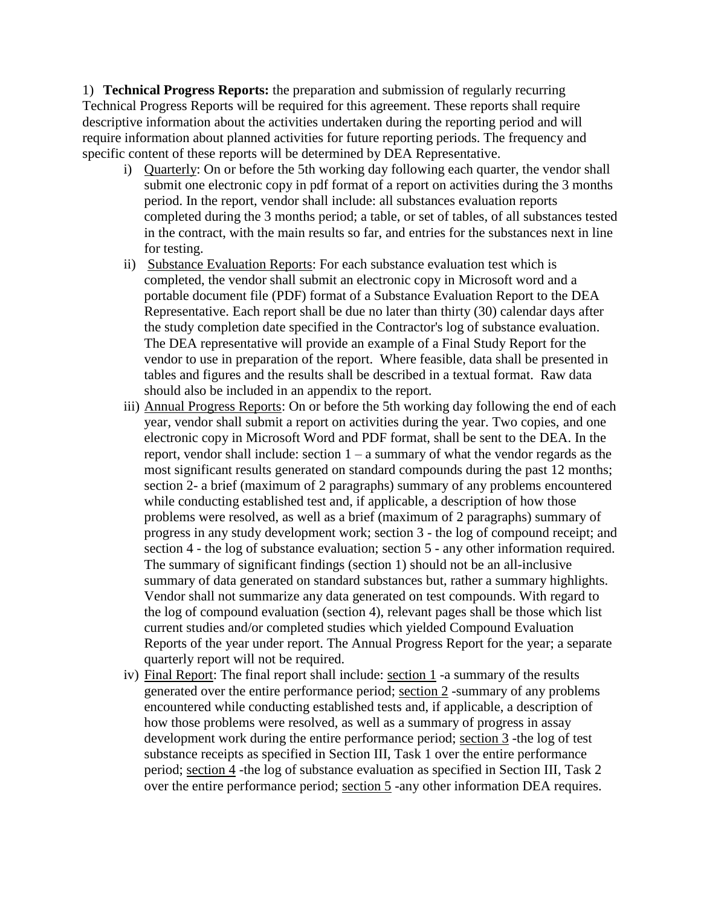1) **Technical Progress Reports:** the preparation and submission of regularly recurring Technical Progress Reports will be required for this agreement. These reports shall require descriptive information about the activities undertaken during the reporting period and will require information about planned activities for future reporting periods. The frequency and specific content of these reports will be determined by DEA Representative.

i) Quarterly: On or before the 5th working day following each quarter, the vendor shall submit one electronic copy in pdf format of a report on activities during the 3 months period. In the report, vendor shall include: all substances evaluation reports completed during the 3 months period; a table, or set of tables, of all substances tested in the contract, with the main results so far, and entries for the substances next in line for testing.

ii) Substance Evaluation Reports: For each substance evaluation test which is completed, the vendor shall submit an electronic copy in Microsoft word and a portable document file (PDF) format of a Substance Evaluation Report to the DEA Representative. Each report shall be due no later than thirty (30) calendar days after the study completion date specified in the Contractor's log of substance evaluation. The DEA representative will provide an example of a Final Study Report for the vendor to use in preparation of the report. Where feasible, data shall be presented in tables and figures and the results shall be described in a textual format. Raw data should also be included in an appendix to the report.

iii) Annual Progress Reports: On or before the 5th working day following the end of each year, vendor shall submit a report on activities during the year. Two copies, and one electronic copy in Microsoft Word and PDF format, shall be sent to the DEA. In the report, vendor shall include: section 1 – a summary of what the vendor regards as the most significant results generated on standard compounds during the past 12 months; section 2- a brief (maximum of 2 paragraphs) summary of any problems encountered while conducting established test and, if applicable, a description of how those problems were resolved, as well as a brief (maximum of 2 paragraphs) summary of progress in any study development work; section 3 - the log of compound receipt; and section 4 - the log of substance evaluation; section 5 - any other information required. The summary of significant findings (section 1) should not be an all-inclusive summary of data generated on standard substances but, rather a summary highlights. Vendor shall not summarize any data generated on test compounds. With regard to the log of compound evaluation (section 4), relevant pages shall be those which list current studies and/or completed studies which yielded Compound Evaluation Reports of the year under report. The Annual Progress Report for the year; a separate quarterly report will not be required.

iv) Final Report: The final report shall include: section 1 -a summary of the results generated over the entire performance period; section 2 -summary of any problems encountered while conducting established tests and, if applicable, a description of how those problems were resolved, as well as a summary of progress in assay development work during the entire performance period; section 3 -the log of test substance receipts as specified in Section III, Task 1 over the entire performance period; section 4 -the log of substance evaluation as specified in Section III, Task 2 over the entire performance period; section 5 -any other information DEA requires.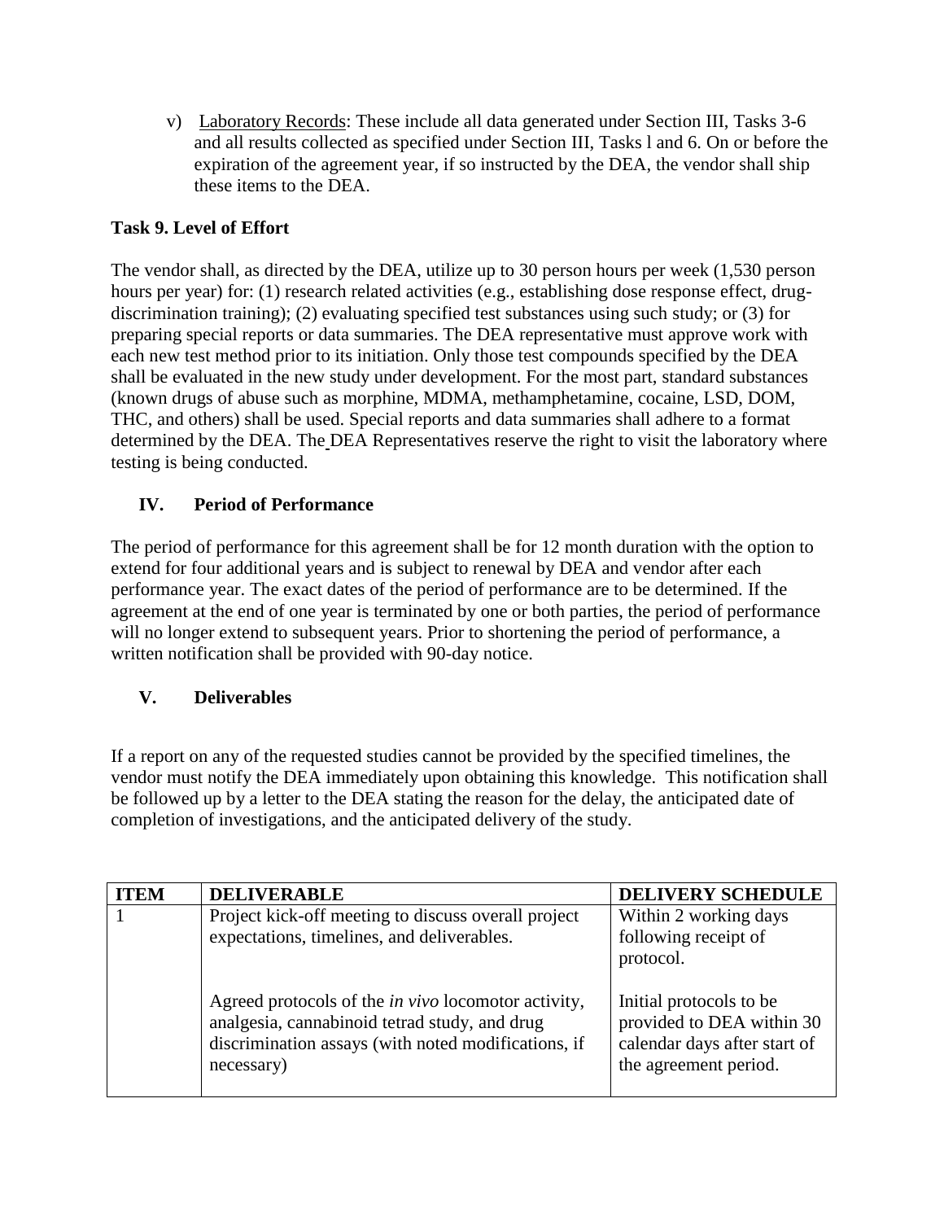v) <u>Laboratory Records</u>: These include all data generated under Section III, Tasks 3-6 and all results collected as specified under Section III, Tasks l and 6. On or before the expiration of the agreement year, if so instructed by the DEA, the vendor shall ship these items to the DEA.

**Task 9. Level of Effort**

The vendor shall, as directed by the DEA, utilize up to 30 person hours per week (1,530 person hours per year) for: (1) research related activities (e.g., establishing dose response effect, drug-discrimination training); (2) evaluating specified test substances using such study; or (3) for preparing special reports or data summaries. The DEA representative must approve work with each new test method prior to its initiation. Only those test compounds specified by the DEA shall be evaluated in the new study under development. For the most part, standard substances (known drugs of abuse such as morphine, MDMA, methamphetamine, cocaine, LSD, DOM, THC, and others) shall be used. Special reports and data summaries shall adhere to a format determined by the DEA. The DEA Representatives reserve the right to visit the laboratory where testing is being conducted.

## IV. Period of Performance

The period of performance for this agreement shall be for 12 month duration with the option to extend for four additional years and is subject to renewal by DEA and vendor after each performance year. The exact dates of the period of performance are to be determined. If the agreement at the end of one year is terminated by one or both parties, the period of performance will no longer extend to subsequent years. Prior to shortening the period of performance, a written notification shall be provided with 90-day notice.

## V. Deliverables

If a report on any of the requested studies cannot be provided by the specified timelines, the vendor must notify the DEA immediately upon obtaining this knowledge. This notification shall be followed up by a letter to the DEA stating the reason for the delay, the anticipated date of completion of investigations, and the anticipated delivery of the study.

| ITEM | DELIVERABLE | DELIVERY SCHEDULE |
|---|---|---|
| 1 | Project kick-off meeting to discuss overall project expectations, timelines, and deliverables. | Within 2 working days following receipt of protocol. |
| | Agreed protocols of the *in vivo* locomotor activity, analgesia, cannabinoid tetrad study, and drug discrimination assays (with noted modifications, if necessary) | Initial protocols to be provided to DEA within 30 calendar days after start of the agreement period. |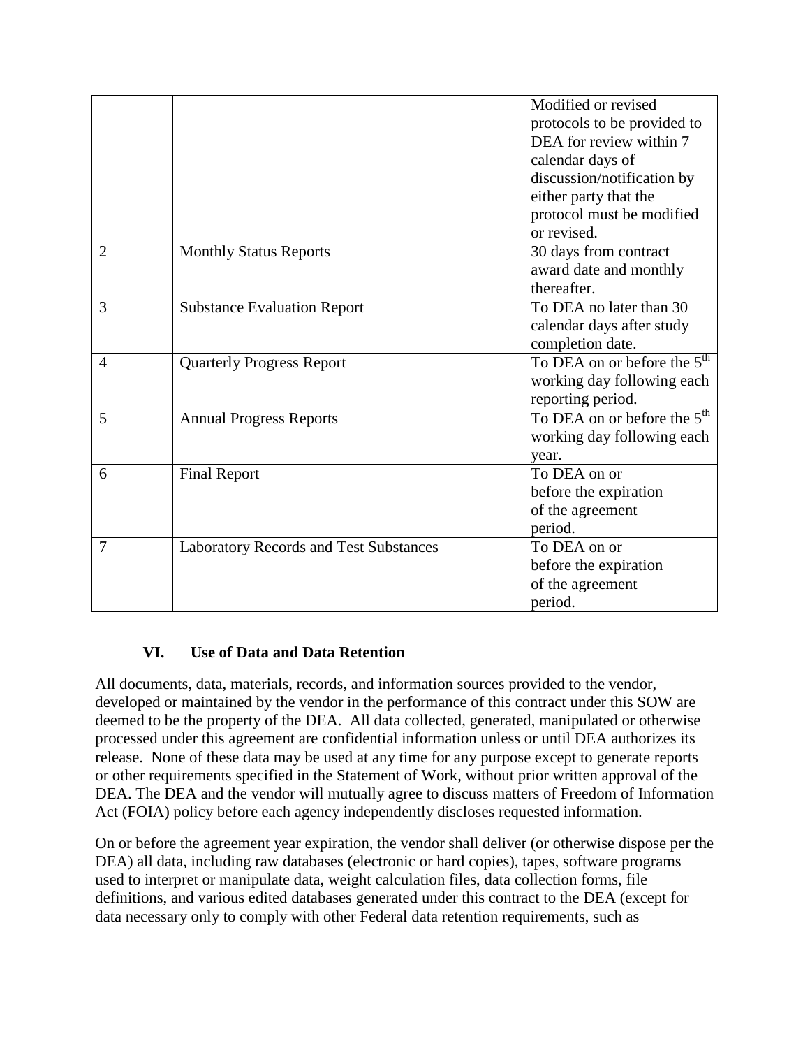| | | |
|---|---|---|
| | | Modified or revised protocols to be provided to DEA for review within 7 calendar days of discussion/notification by either party that the protocol must be modified or revised. |
| 2 | Monthly Status Reports | 30 days from contract award date and monthly thereafter. |
| 3 | Substance Evaluation Report | To DEA no later than 30 calendar days after study completion date. |
| 4 | Quarterly Progress Report | To DEA on or before the 5th working day following each reporting period. |
| 5 | Annual Progress Reports | To DEA on or before the 5th working day following each year. |
| 6 | Final Report | To DEA on or before the expiration of the agreement period. |
| 7 | Laboratory Records and Test Substances | To DEA on or before the expiration of the agreement period. |

## VI. Use of Data and Data Retention

All documents, data, materials, records, and information sources provided to the vendor, developed or maintained by the vendor in the performance of this contract under this SOW are deemed to be the property of the DEA. All data collected, generated, manipulated or otherwise processed under this agreement are confidential information unless or until DEA authorizes its release. None of these data may be used at any time for any purpose except to generate reports or other requirements specified in the Statement of Work, without prior written approval of the DEA. The DEA and the vendor will mutually agree to discuss matters of Freedom of Information Act (FOIA) policy before each agency independently discloses requested information.

On or before the agreement year expiration, the vendor shall deliver (or otherwise dispose per the DEA) all data, including raw databases (electronic or hard copies), tapes, software programs used to interpret or manipulate data, weight calculation files, data collection forms, file definitions, and various edited databases generated under this contract to the DEA (except for data necessary only to comply with other Federal data retention requirements, such as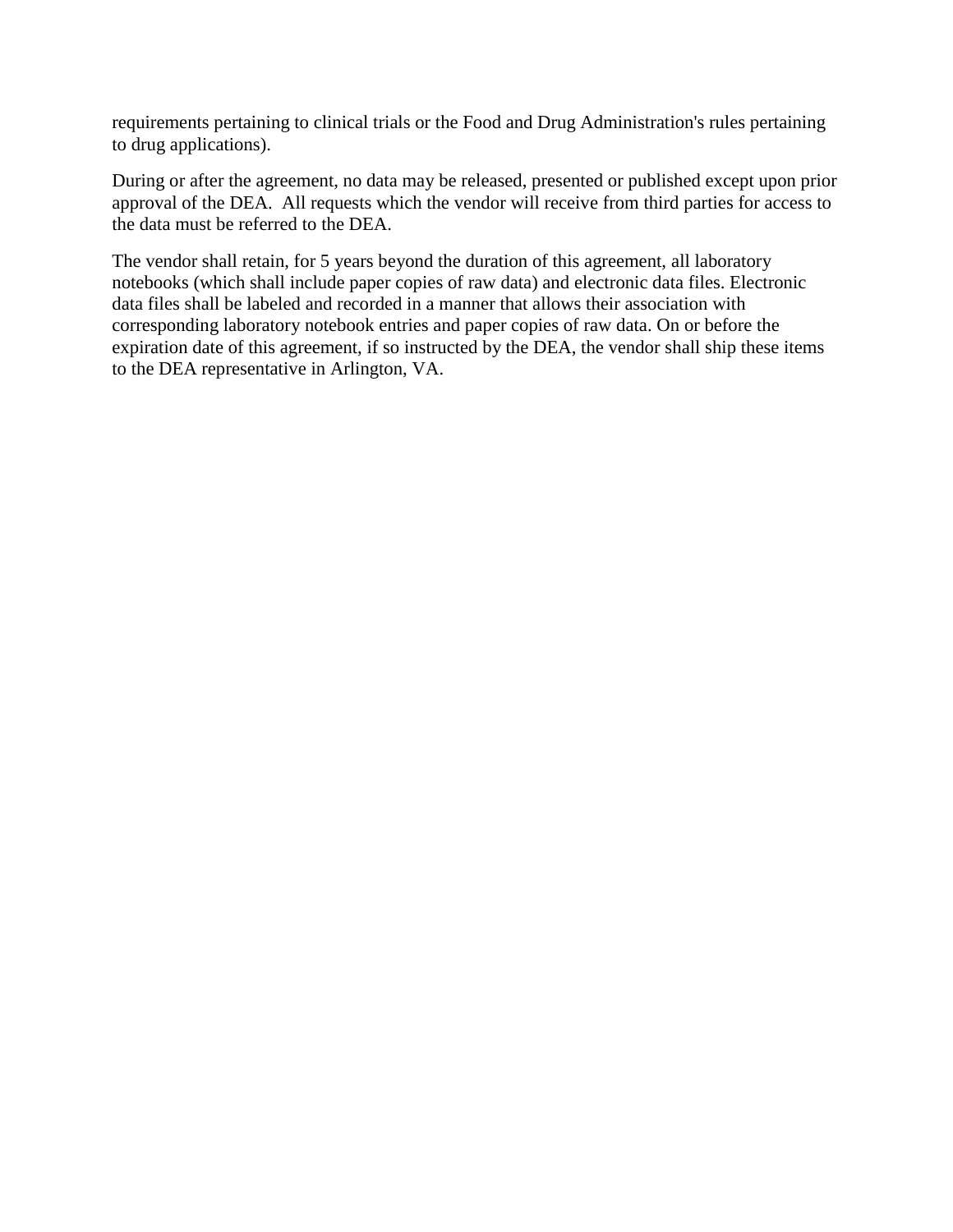requirements pertaining to clinical trials or the Food and Drug Administration's rules pertaining to drug applications).

During or after the agreement, no data may be released, presented or published except upon prior approval of the DEA.  All requests which the vendor will receive from third parties for access to the data must be referred to the DEA.

The vendor shall retain, for 5 years beyond the duration of this agreement, all laboratory notebooks (which shall include paper copies of raw data) and electronic data files. Electronic data files shall be labeled and recorded in a manner that allows their association with corresponding laboratory notebook entries and paper copies of raw data. On or before the expiration date of this agreement, if so instructed by the DEA, the vendor shall ship these items to the DEA representative in Arlington, VA.